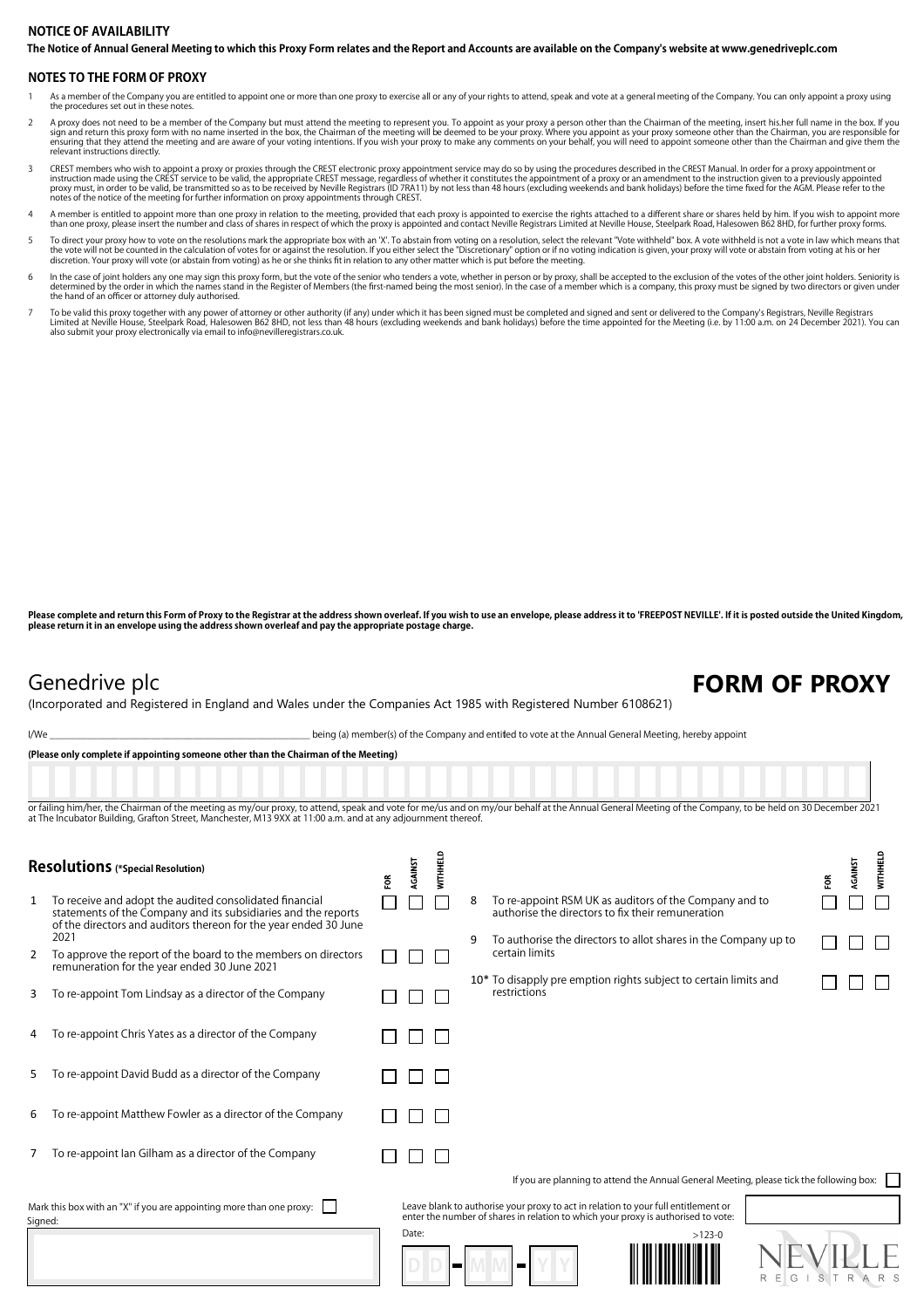## NOTICE OF AVAILABILITY

**The Notice of Annual General Meeting to which this Proxy Form relates and the Report and Accounts are available on the Company's website at www.genedriveplc.com**

## NOTES TO THE FORM OF PROXY

1. As a member of the Company you are entitled to appoint one or more than one proxy to exercise all or any of your rights to attend, speak and vote at a general meeting of the Company. You can only appoint a proxy using the procedures set out in these notes.
2. A proxy does not need to be a member of the Company but must attend the meeting to represent you. To appoint as your proxy a person other than the Chairman of the meeting, insert his.her full name in the box. If you sign and return this proxy form with no name inserted in the box, the Chairman of the meeting will be deemed to be your proxy. Where you appoint as your proxy someone other than the Chairman, you are responsible for ensuring that they attend the meeting and are aware of your voting intentions. If you wish your proxy to make any comments on your behalf, you will need to appoint someone other than the Chairman and give them the relevant instructions directly.
3. CREST members who wish to appoint a proxy or proxies through the CREST electronic proxy appointment service may do so by using the procedures described in the CREST Manual. In order for a proxy appointment or instruction made using the CREST service to be valid, the appropriate CREST message, regardless of whether it constitutes the appointment of a proxy or an amendment to the instruction given to a previously appointed proxy must, in order to be valid, be transmitted so as to be received by Neville Registrars (ID 7RA11) by not less than 48 hours (excluding weekends and bank holidays) before the time fixed for the AGM. Please refer to the notes of the notice of the meeting for further information on proxy appointments through CREST.
4. A member is entitled to appoint more than one proxy in relation to the meeting, provided that each proxy is appointed to exercise the rights attached to a different share or shares held by him. If you wish to appoint more than one proxy, please insert the number and class of shares in respect of which the proxy is appointed and contact Neville Registrars Limited at Neville House, Steelpark Road, Halesowen B62 8HD, for further proxy forms.
5. To direct your proxy how to vote on the resolutions mark the appropriate box with an 'X'. To abstain from voting on a resolution, select the relevant "Vote withheld" box. A vote withheld is not a vote in law which means that the vote will not be counted in the calculation of votes for or against the resolution. If you either select the "Discretionary" option or if no voting indication is given, your proxy will vote or abstain from voting at his or her discretion. Your proxy will vote (or abstain from voting) as he or she thinks fit in relation to any other matter which is put before the meeting.
6. In the case of joint holders any one may sign this proxy form, but the vote of the senior who tenders a vote, whether in person or by proxy, shall be accepted to the exclusion of the votes of the other joint holders. Seniority is determined by the order in which the names stand in the Register of Members (the first-named being the most senior). In the case of a member which is a company, this proxy must be signed by two directors or given under the hand of an officer or attorney duly authorised.
7. To be valid this proxy together with any power of attorney or other authority (if any) under which it has been signed must be completed and signed and sent or delivered to the Company's Registrars, Neville Registrars Limited at Neville House, Steelpark Road, Halesowen B62 8HD, not less than 48 hours (excluding weekends and bank holidays) before the time appointed for the Meeting (i.e. by 11:00 a.m. on 24 December 2021). You can also submit your proxy electronically via email to info@nevilleregistrars.co.uk.

**Please complete and return this Form of Proxy to the Registrar at the address shown overleaf. If you wish to use an envelope, please address it to 'FREEPOST NEVILLE'. If it is posted outside the United Kingdom, please return it in an envelope using the address shown overleaf and pay the appropriate postage charge.**

# Genedrive plc

# FORM OF PROXY

(Incorporated and Registered in England and Wales under the Companies Act 1985 with Registered Number 6108621)

I/We ____________________________________________ being (a) member(s) of the Company and entitled to vote at the Annual General Meeting, hereby appoint

**(Please only complete if appointing someone other than the Chairman of the Meeting)**

or failing him/her, the Chairman of the meeting as my/our proxy, to attend, speak and vote for me/us and on my/our behalf at the Annual General Meeting of the Company, to be held on 30 December 2021 at The Incubator Building, Grafton Street, Manchester, M13 9XX at 11:00 a.m. and at any adjournment thereof.

## Resolutions (*Special Resolution)

| | Resolution | FOR | AGAINST | WITHHELD |
|---|---|---|---|---|
| 1 | To receive and adopt the audited consolidated financial statements of the Company and its subsidiaries and the reports of the directors and auditors thereon for the year ended 30 June 2021 | ☐ | ☐ | ☐ |
| 2 | To approve the report of the board to the members on directors remuneration for the year ended 30 June 2021 | ☐ | ☐ | ☐ |
| 3 | To re-appoint Tom Lindsay as a director of the Company | ☐ | ☐ | ☐ |
| 4 | To re-appoint Chris Yates as a director of the Company | ☐ | ☐ | ☐ |
| 5 | To re-appoint David Budd as a director of the Company | ☐ | ☐ | ☐ |
| 6 | To re-appoint Matthew Fowler as a director of the Company | ☐ | ☐ | ☐ |
| 7 | To re-appoint Ian Gilham as a director of the Company | ☐ | ☐ | ☐ |
| 8 | To re-appoint RSM UK as auditors of the Company and to authorise the directors to fix their remuneration | ☐ | ☐ | ☐ |
| 9 | To authorise the directors to allot shares in the Company up to certain limits | ☐ | ☐ | ☐ |
| 10* | To disapply pre emption rights subject to certain limits and restrictions | ☐ | ☐ | ☐ |

If you are planning to attend the Annual General Meeting, please tick the following box: ☐

Mark this box with an "X" if you are appointing more than one proxy: ☐

Leave blank to authorise your proxy to act in relation to your full entitlement or enter the number of shares in relation to which your proxy is authorised to vote:

Signed:

Date: DD - MM - YY

>123-0

NEVILLE REGISTRARS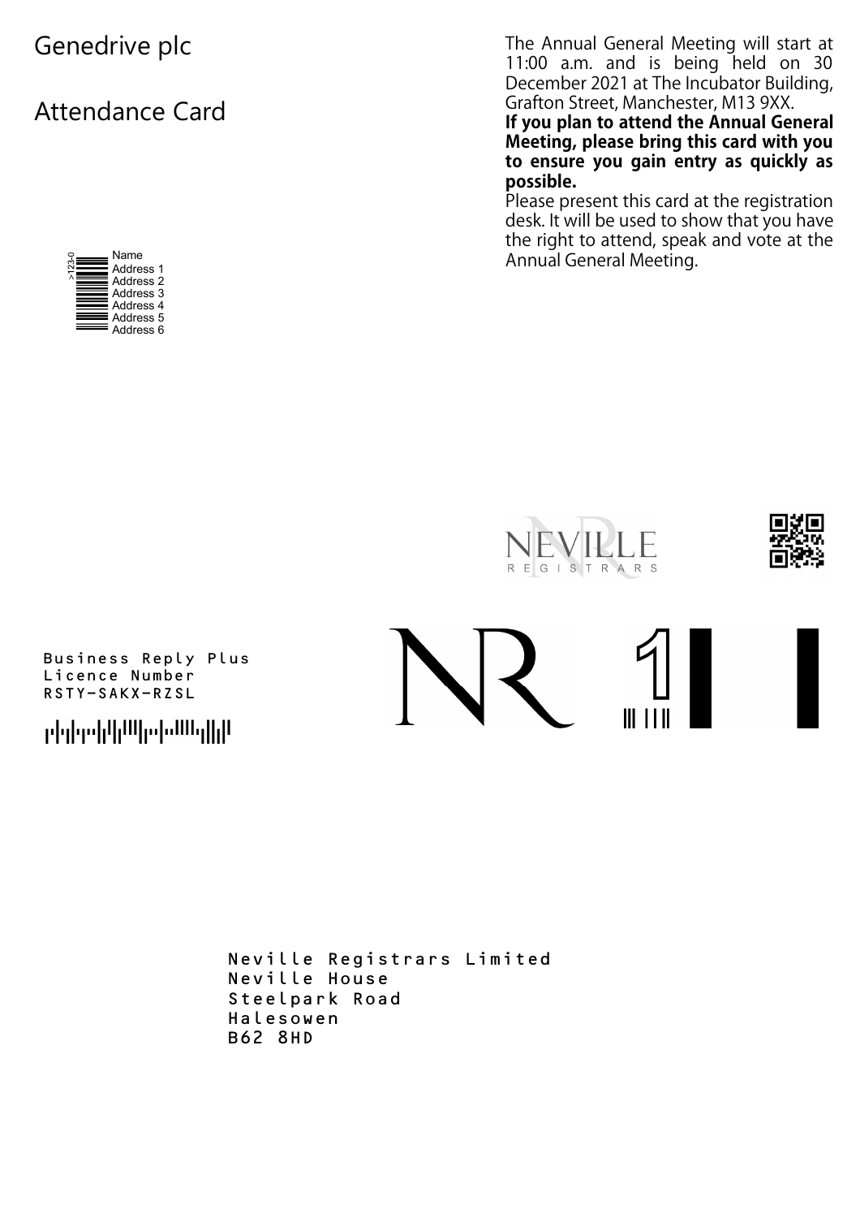# Genedrive plc

## Attendance Card

>123-0

Name
Address 1
Address 2
Address 3
Address 4
Address 5
Address 6

The Annual General Meeting will start at 11:00 a.m. and is being held on 30 December 2021 at The Incubator Building, Grafton Street, Manchester, M13 9XX.

**If you plan to attend the Annual General Meeting, please bring this card with you to ensure you gain entry as quickly as possible.**

Please present this card at the registration desk. It will be used to show that you have the right to attend, speak and vote at the Annual General Meeting.

NEVILLE
REGISTRARS

Business Reply Plus
Licence Number
RSTY-SAKX-RZSL

NR 1

Neville Registrars Limited
Neville House
Steelpark Road
Halesowen
B62 8HD